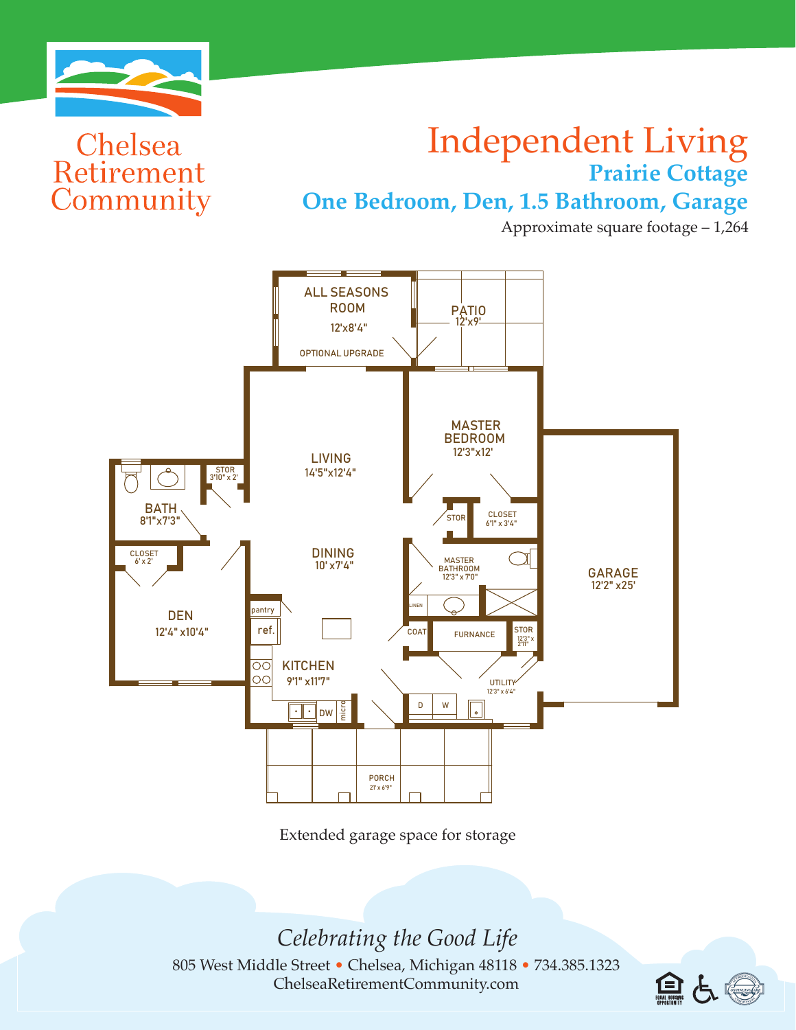Chelsea Retirement Community

# Independent Living

## Prairie Cottage

## One Bedroom, Den, 1.5 Bathroom, Garage

Approximate square footage – 1,264

ALL SEASONS ROOM 12'x8'4" OPTIONAL UPGRADE

PATIO 12'x9'

LIVING 14'5"x12'4"

MASTER BEDROOM 12'3"x12'

STOR 3'10" x 2'

BATH 8'1"x7'3"

STOR

CLOSET 6'1" x 3'4"

CLOSET 6' x 2'

DINING 10' x7'4"

MASTER BATHROOM 12'3" x 7'0"

GARAGE 12'2" x25'

DEN 12'4" x10'4"

pantry

ref.

LINEN

COAT

FURNACE

STOR 12'3" x 2'11"

KITCHEN 9'1" x11'7"

UTILITY 12'3" x 6'4"

DW

micro

D W

PORCH 21' x 6'9"

Extended garage space for storage

*Celebrating the Good Life*

805 West Middle Street • Chelsea, Michigan 48118 • 734.385.1323
ChelseaRetirementCommunity.com

EQUAL HOUSING OPPORTUNITY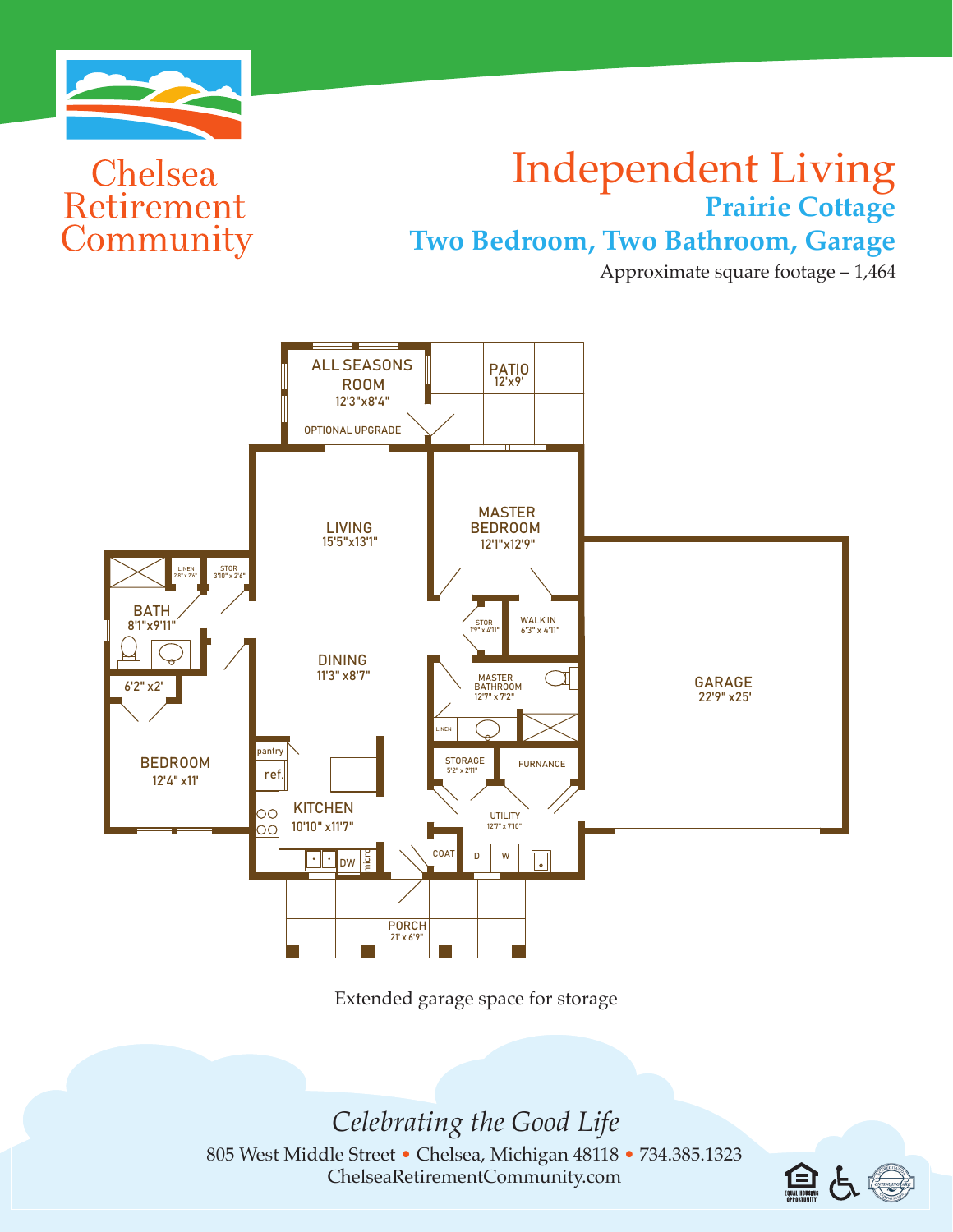Chelsea Retirement Community

# Independent Living

## Prairie Cottage

## Two Bedroom, Two Bathroom, Garage

Approximate square footage – 1,464

ALL SEASONS ROOM 12'3"x8'4" OPTIONAL UPGRADE

PATIO 12'x9'

LIVING 15'5"x13'1"

MASTER BEDROOM 12'1"x12'9"

LINEN 2'8"x2'6"

STOR 3'10"x2'6"

BATH 8'1"x9'11"

STOR 1'9"x4'11"

WALK IN 6'3"x4'11"

DINING 11'3"x8'7"

MASTER BATHROOM 12'7"x7'2"

LINEN

GARAGE 22'9"x25'

6'2"x2'

BEDROOM 12'4"x11'

pantry

ref.

STORAGE 5'2"x2'11"

FURNACE

KITCHEN 10'10"x11'7"

UTILITY 12'7"x7'10"

DW

micro

COAT

D

W

PORCH 21'x6'9"

Extended garage space for storage

*Celebrating the Good Life*

805 West Middle Street • Chelsea, Michigan 48118 • 734.385.1323

ChelseaRetirementCommunity.com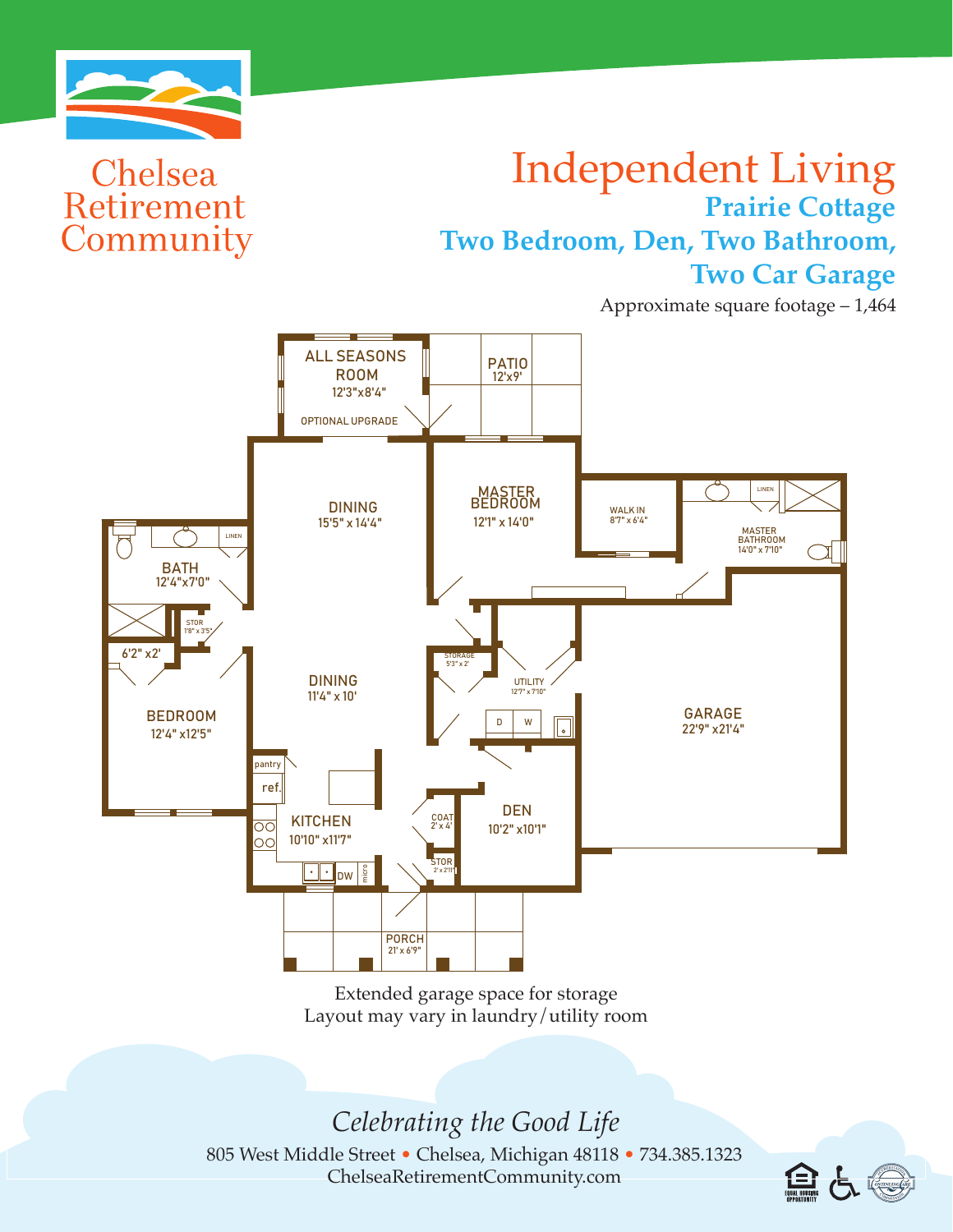Chelsea Retirement Community

# Independent Living

## Prairie Cottage

## Two Bedroom, Den, Two Bathroom, Two Car Garage

Approximate square footage – 1,464

ALL SEASONS ROOM
12'3"x8'4"
OPTIONAL UPGRADE

PATIO
12'x9'

DINING
15'5" x 14'4"

MASTER BEDROOM
12'1" x 14'0"

WALK IN
8'7" x 6'4"

LINEN

MASTER BATHROOM
14'0" x 7'10"

LINEN

BATH
12'4"x7'0"

STOR
1'8" x 3'5"

6'2" x2'

BEDROOM
12'4" x12'5"

DINING
11'4" x 10'

STORAGE
5'3" x 2'

UTILITY
12'7" x 7'10"

D W

GARAGE
22'9" x21'4"

pantry

ref.

KITCHEN
10'10" x11'7"

DW

micro

COAT
2' x 4'

STOR
2' x 2'11"

DEN
10'2" x10'1"

PORCH
21' x 6'9"

Extended garage space for storage
Layout may vary in laundry/utility room

*Celebrating the Good Life*

805 West Middle Street • Chelsea, Michigan 48118 • 734.385.1323
ChelseaRetirementCommunity.com